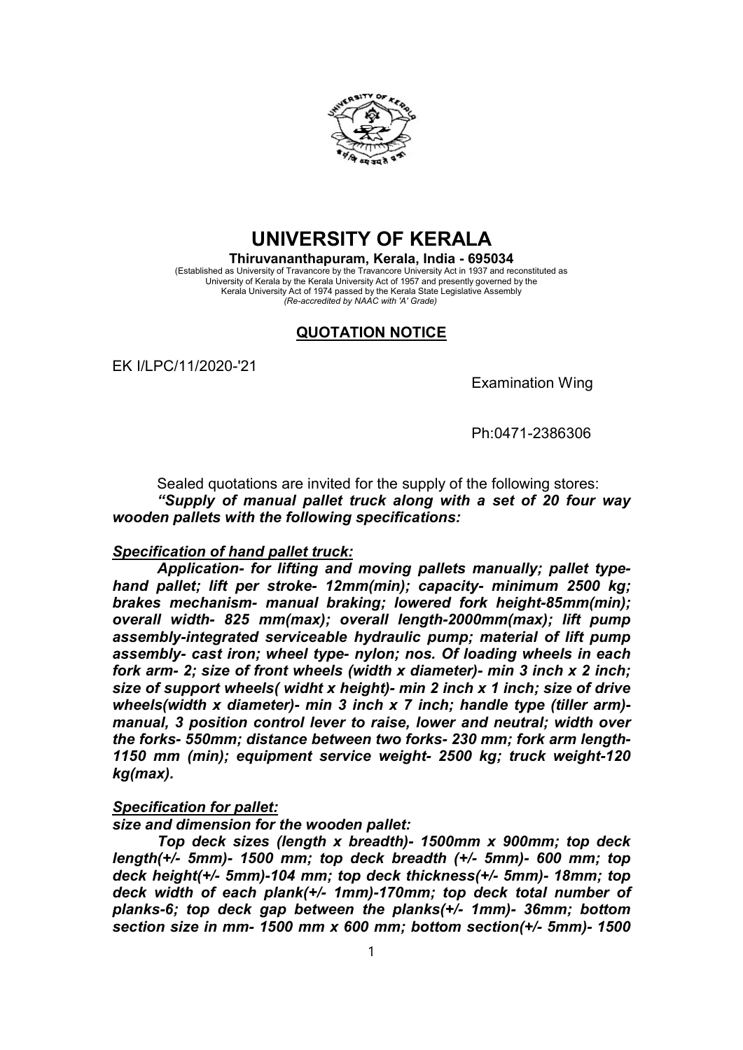# UNIVERSITY OF KERALA

**Thiruvananthapuram, Kerala, India - 695034**

(Established as University of Travancore by the Travancore University Act in 1937 and reconstituted as University of Kerala by the Kerala University Act of 1957 and presently governed by the Kerala University Act of 1974 passed by the Kerala State Legislative Assembly
*(Re-accredited by NAAC with 'A' Grade)*

## QUOTATION NOTICE

EK I/LPC/11/2020-'21

Examination Wing

Ph:0471-2386306

Sealed quotations are invited for the supply of the following stores:
***"Supply of manual pallet truck along with a set of 20 four way wooden pallets with the following specifications:***

***Specification of hand pallet truck:***

***Application- for lifting and moving pallets manually; pallet type- hand pallet; lift per stroke- 12mm(min); capacity- minimum 2500 kg; brakes mechanism- manual braking; lowered fork height-85mm(min); overall width- 825 mm(max); overall length-2000mm(max); lift pump assembly-integrated serviceable hydraulic pump; material of lift pump assembly- cast iron; wheel type- nylon; nos. Of loading wheels in each fork arm- 2; size of front wheels (width x diameter)- min 3 inch x 2 inch; size of support wheels( widht x height)- min 2 inch x 1 inch; size of drive wheels(width x diameter)- min 3 inch x 7 inch; handle type (tiller arm)- manual, 3 position control lever to raise, lower and neutral; width over the forks- 550mm; distance between two forks- 230 mm; fork arm length- 1150 mm (min); equipment service weight- 2500 kg; truck weight-120 kg(max).***

***Specification for pallet:***

***size and dimension for the wooden pallet:***

***Top deck sizes (length x breadth)- 1500mm x 900mm; top deck length(+/- 5mm)- 1500 mm; top deck breadth (+/- 5mm)- 600 mm; top deck height(+/- 5mm)-104 mm; top deck thickness(+/- 5mm)- 18mm; top deck width of each plank(+/- 1mm)-170mm; top deck total number of planks-6; top deck gap between the planks(+/- 1mm)- 36mm; bottom section size in mm- 1500 mm x 600 mm; bottom section(+/- 5mm)- 1500***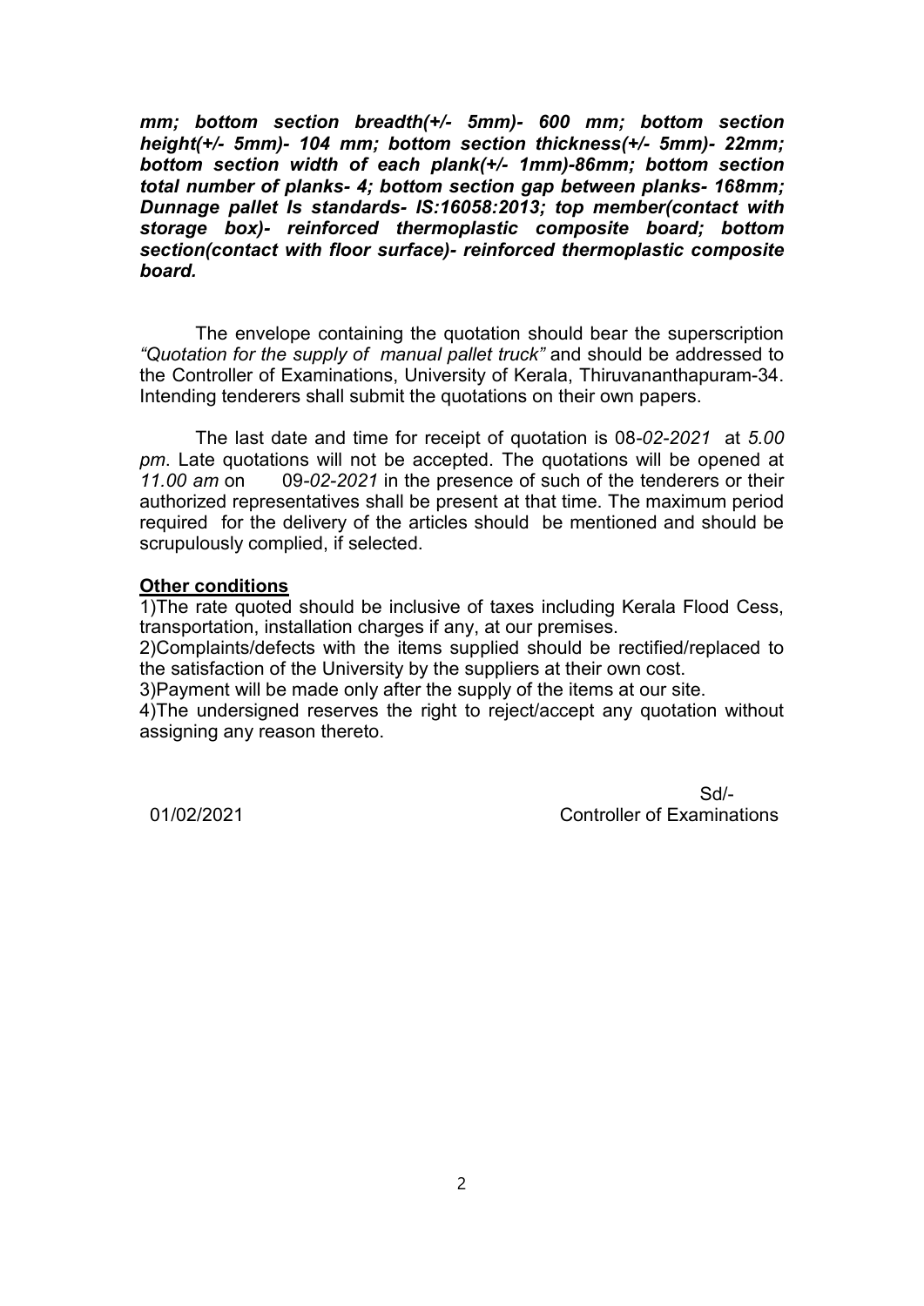***mm; bottom section breadth(+/- 5mm)- 600 mm; bottom section height(+/- 5mm)- 104 mm; bottom section thickness(+/- 5mm)- 22mm; bottom section width of each plank(+/- 1mm)-86mm; bottom section total number of planks- 4; bottom section gap between planks- 168mm; Dunnage pallet Is standards- IS:16058:2013; top member(contact with storage box)- reinforced thermoplastic composite board; bottom section(contact with floor surface)- reinforced thermoplastic composite board.***

The envelope containing the quotation should bear the superscription *"Quotation for the supply of manual pallet truck"* and should be addressed to the Controller of Examinations, University of Kerala, Thiruvananthapuram-34. Intending tenderers shall submit the quotations on their own papers.

The last date and time for receipt of quotation is 08-*02-2021* at *5.00 pm*. Late quotations will not be accepted. The quotations will be opened at *11.00 am* on 09-*02-2021* in the presence of such of the tenderers or their authorized representatives shall be present at that time. The maximum period required for the delivery of the articles should be mentioned and should be scrupulously complied, if selected.

**Other conditions**

1)The rate quoted should be inclusive of taxes including Kerala Flood Cess, transportation, installation charges if any, at our premises.

2)Complaints/defects with the items supplied should be rectified/replaced to the satisfaction of the University by the suppliers at their own cost.

3)Payment will be made only after the supply of the items at our site.

4)The undersigned reserves the right to reject/accept any quotation without assigning any reason thereto.

Sd/-

01/02/2021 Controller of Examinations